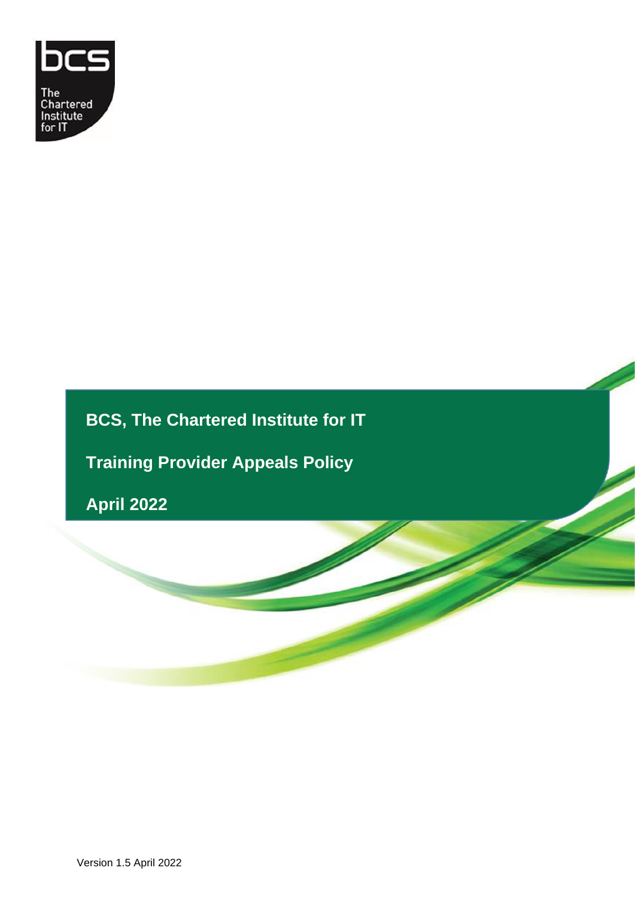# BCS, The Chartered Institute for IT

## Training Provider Appeals Policy

**April 2022**

Version 1.5 April 2022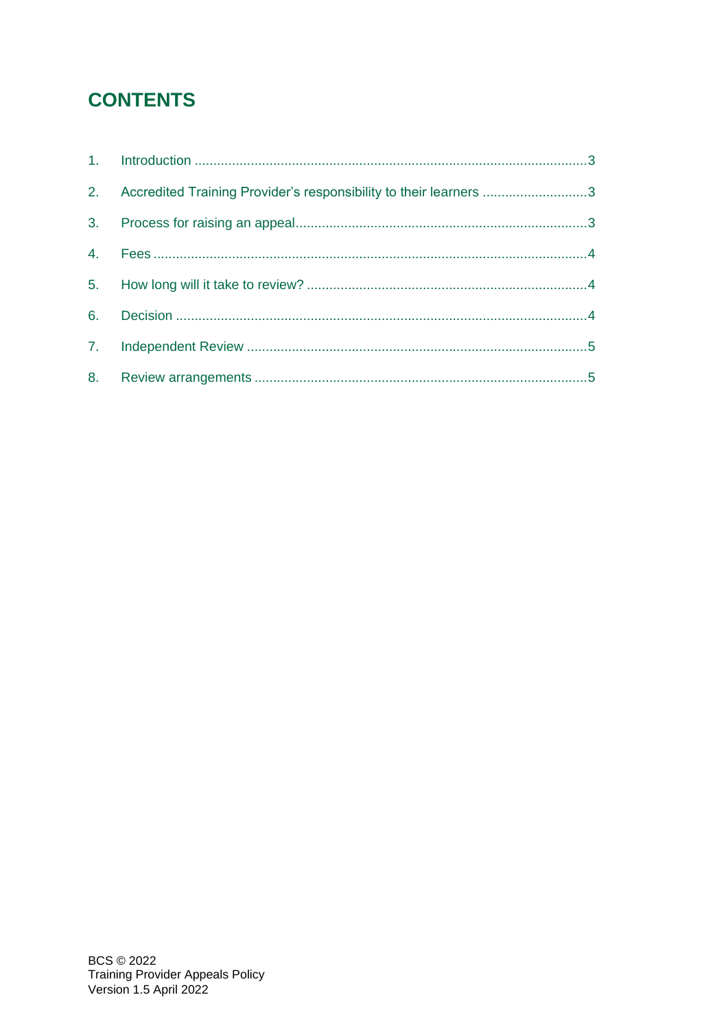# CONTENTS

1. Introduction ........................................................................................................3
2. Accredited Training Provider's responsibility to their learners ............................3
3. Process for raising an appeal.............................................................................3
4. Fees ...................................................................................................................4
5. How long will it take to review? ..........................................................................4
6. Decision ............................................................................................................4
7. Independent Review ..........................................................................................5
8. Review arrangements ........................................................................................5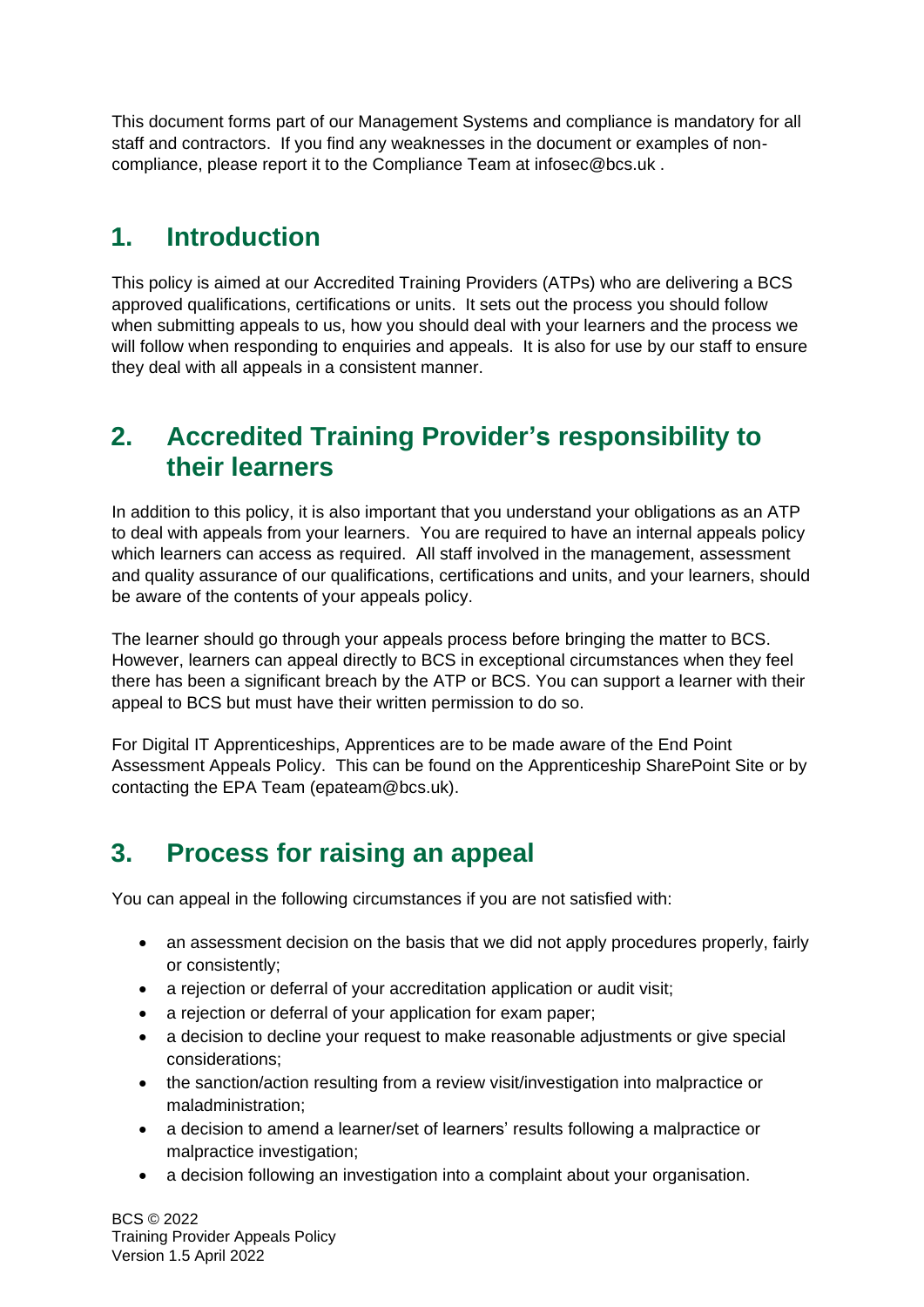This document forms part of our Management Systems and compliance is mandatory for all staff and contractors. If you find any weaknesses in the document or examples of non-compliance, please report it to the Compliance Team at infosec@bcs.uk .

## 1. Introduction

This policy is aimed at our Accredited Training Providers (ATPs) who are delivering a BCS approved qualifications, certifications or units. It sets out the process you should follow when submitting appeals to us, how you should deal with your learners and the process we will follow when responding to enquiries and appeals. It is also for use by our staff to ensure they deal with all appeals in a consistent manner.

## 2. Accredited Training Provider's responsibility to their learners

In addition to this policy, it is also important that you understand your obligations as an ATP to deal with appeals from your learners. You are required to have an internal appeals policy which learners can access as required. All staff involved in the management, assessment and quality assurance of our qualifications, certifications and units, and your learners, should be aware of the contents of your appeals policy.

The learner should go through your appeals process before bringing the matter to BCS. However, learners can appeal directly to BCS in exceptional circumstances when they feel there has been a significant breach by the ATP or BCS. You can support a learner with their appeal to BCS but must have their written permission to do so.

For Digital IT Apprenticeships, Apprentices are to be made aware of the End Point Assessment Appeals Policy. This can be found on the Apprenticeship SharePoint Site or by contacting the EPA Team (epateam@bcs.uk).

## 3. Process for raising an appeal

You can appeal in the following circumstances if you are not satisfied with:

- an assessment decision on the basis that we did not apply procedures properly, fairly or consistently;
- a rejection or deferral of your accreditation application or audit visit;
- a rejection or deferral of your application for exam paper;
- a decision to decline your request to make reasonable adjustments or give special considerations;
- the sanction/action resulting from a review visit/investigation into malpractice or maladministration;
- a decision to amend a learner/set of learners' results following a malpractice or malpractice investigation;
- a decision following an investigation into a complaint about your organisation.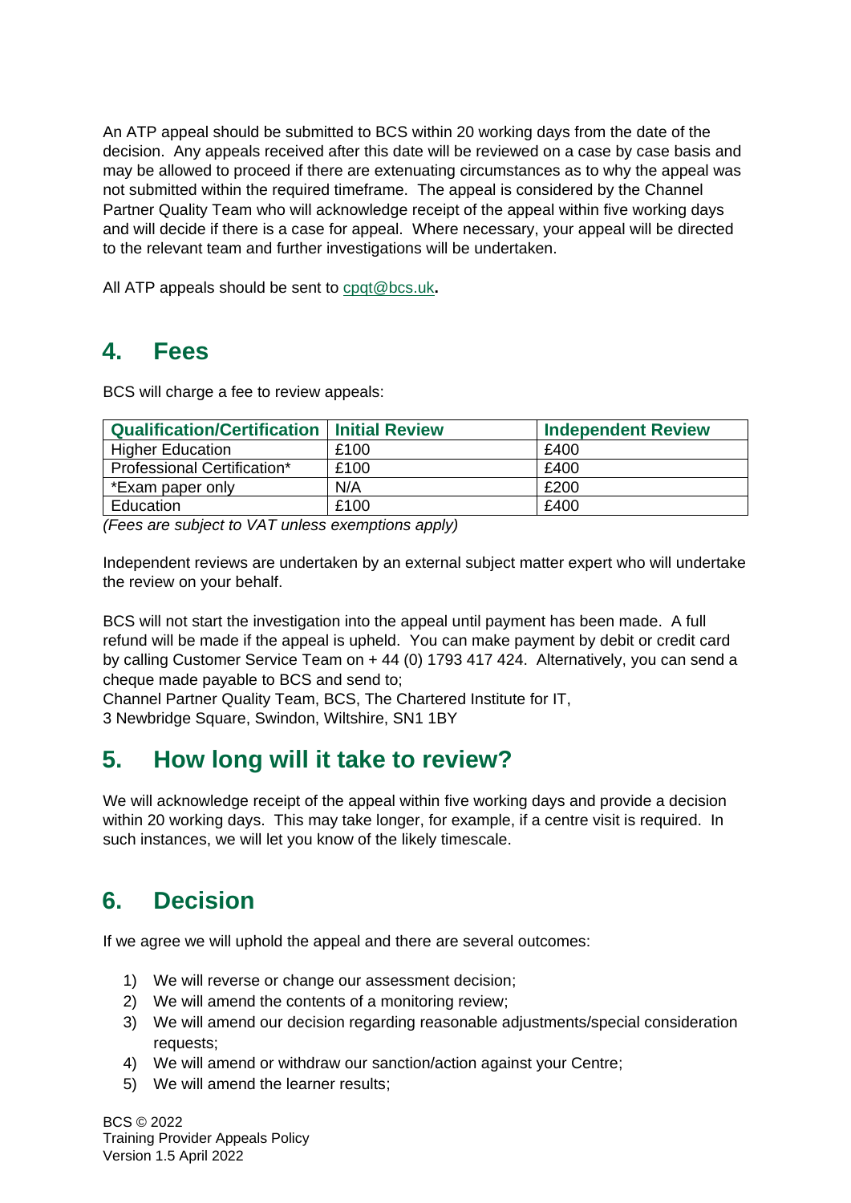An ATP appeal should be submitted to BCS within 20 working days from the date of the decision. Any appeals received after this date will be reviewed on a case by case basis and may be allowed to proceed if there are extenuating circumstances as to why the appeal was not submitted within the required timeframe. The appeal is considered by the Channel Partner Quality Team who will acknowledge receipt of the appeal within five working days and will decide if there is a case for appeal. Where necessary, your appeal will be directed to the relevant team and further investigations will be undertaken.

All ATP appeals should be sent to cpqt@bcs.uk.

## 4. Fees

BCS will charge a fee to review appeals:

| Qualification/Certification | Initial Review | Independent Review |
|---|---|---|
| Higher Education | £100 | £400 |
| Professional Certification* | £100 | £400 |
| *Exam paper only | N/A | £200 |
| Education | £100 | £400 |

*(Fees are subject to VAT unless exemptions apply)*

Independent reviews are undertaken by an external subject matter expert who will undertake the review on your behalf.

BCS will not start the investigation into the appeal until payment has been made. A full refund will be made if the appeal is upheld. You can make payment by debit or credit card by calling Customer Service Team on + 44 (0) 1793 417 424. Alternatively, you can send a cheque made payable to BCS and send to;
Channel Partner Quality Team, BCS, The Chartered Institute for IT,
3 Newbridge Square, Swindon, Wiltshire, SN1 1BY

## 5. How long will it take to review?

We will acknowledge receipt of the appeal within five working days and provide a decision within 20 working days. This may take longer, for example, if a centre visit is required. In such instances, we will let you know of the likely timescale.

## 6. Decision

If we agree we will uphold the appeal and there are several outcomes:

1) We will reverse or change our assessment decision;
2) We will amend the contents of a monitoring review;
3) We will amend our decision regarding reasonable adjustments/special consideration requests;
4) We will amend or withdraw our sanction/action against your Centre;
5) We will amend the learner results;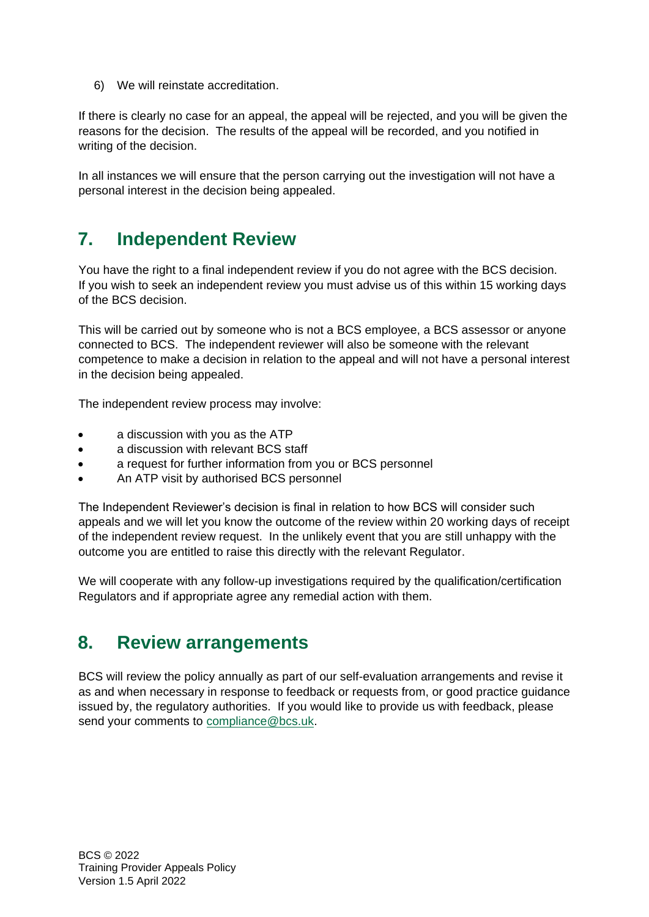6) We will reinstate accreditation.

If there is clearly no case for an appeal, the appeal will be rejected, and you will be given the reasons for the decision. The results of the appeal will be recorded, and you notified in writing of the decision.

In all instances we will ensure that the person carrying out the investigation will not have a personal interest in the decision being appealed.

## 7. Independent Review

You have the right to a final independent review if you do not agree with the BCS decision. If you wish to seek an independent review you must advise us of this within 15 working days of the BCS decision.

This will be carried out by someone who is not a BCS employee, a BCS assessor or anyone connected to BCS. The independent reviewer will also be someone with the relevant competence to make a decision in relation to the appeal and will not have a personal interest in the decision being appealed.

The independent review process may involve:

- a discussion with you as the ATP
- a discussion with relevant BCS staff
- a request for further information from you or BCS personnel
- An ATP visit by authorised BCS personnel

The Independent Reviewer's decision is final in relation to how BCS will consider such appeals and we will let you know the outcome of the review within 20 working days of receipt of the independent review request. In the unlikely event that you are still unhappy with the outcome you are entitled to raise this directly with the relevant Regulator.

We will cooperate with any follow-up investigations required by the qualification/certification Regulators and if appropriate agree any remedial action with them.

## 8. Review arrangements

BCS will review the policy annually as part of our self-evaluation arrangements and revise it as and when necessary in response to feedback or requests from, or good practice guidance issued by, the regulatory authorities. If you would like to provide us with feedback, please send your comments to compliance@bcs.uk.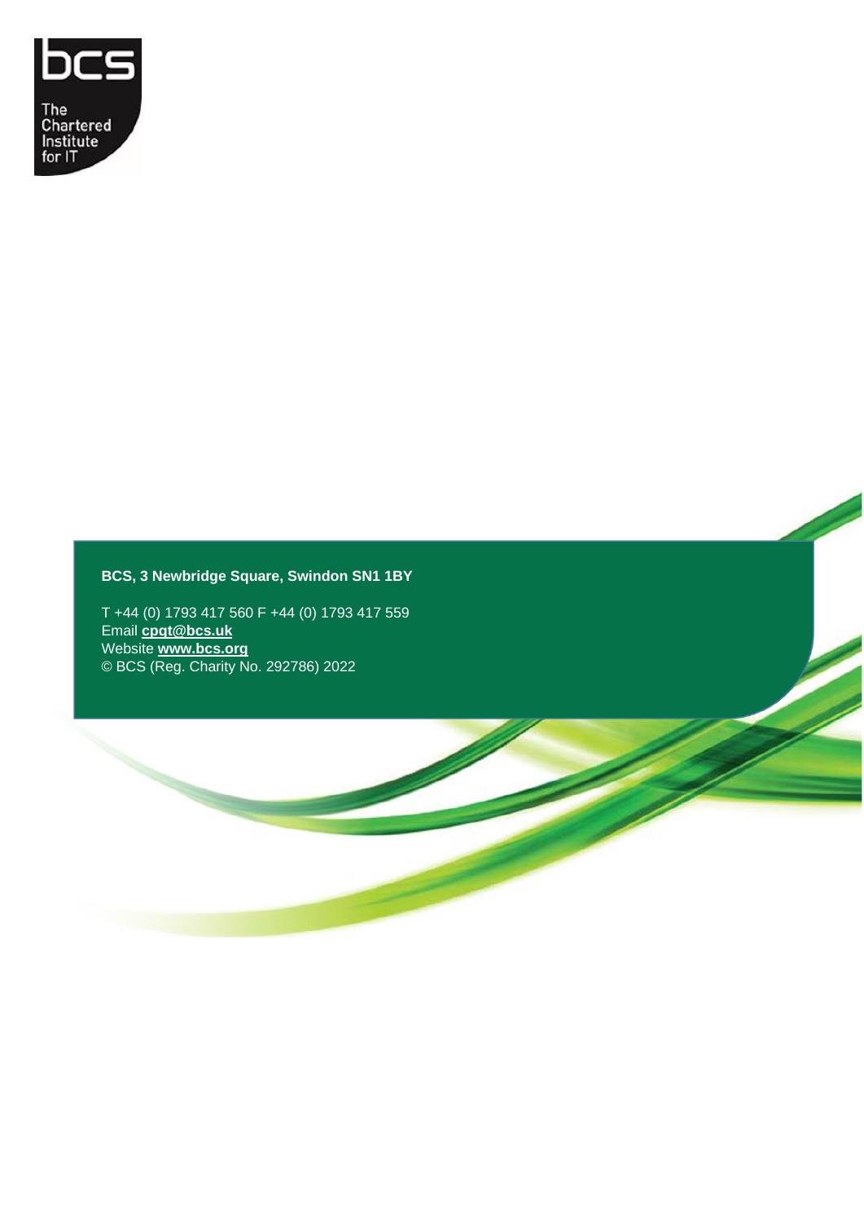bcs The Chartered Institute for IT

**BCS, 3 Newbridge Square, Swindon SN1 1BY**

T +44 (0) 1793 417 560 F +44 (0) 1793 417 559
Email **cpqt@bcs.uk**
Website **www.bcs.org**
© BCS (Reg. Charity No. 292786) 2022